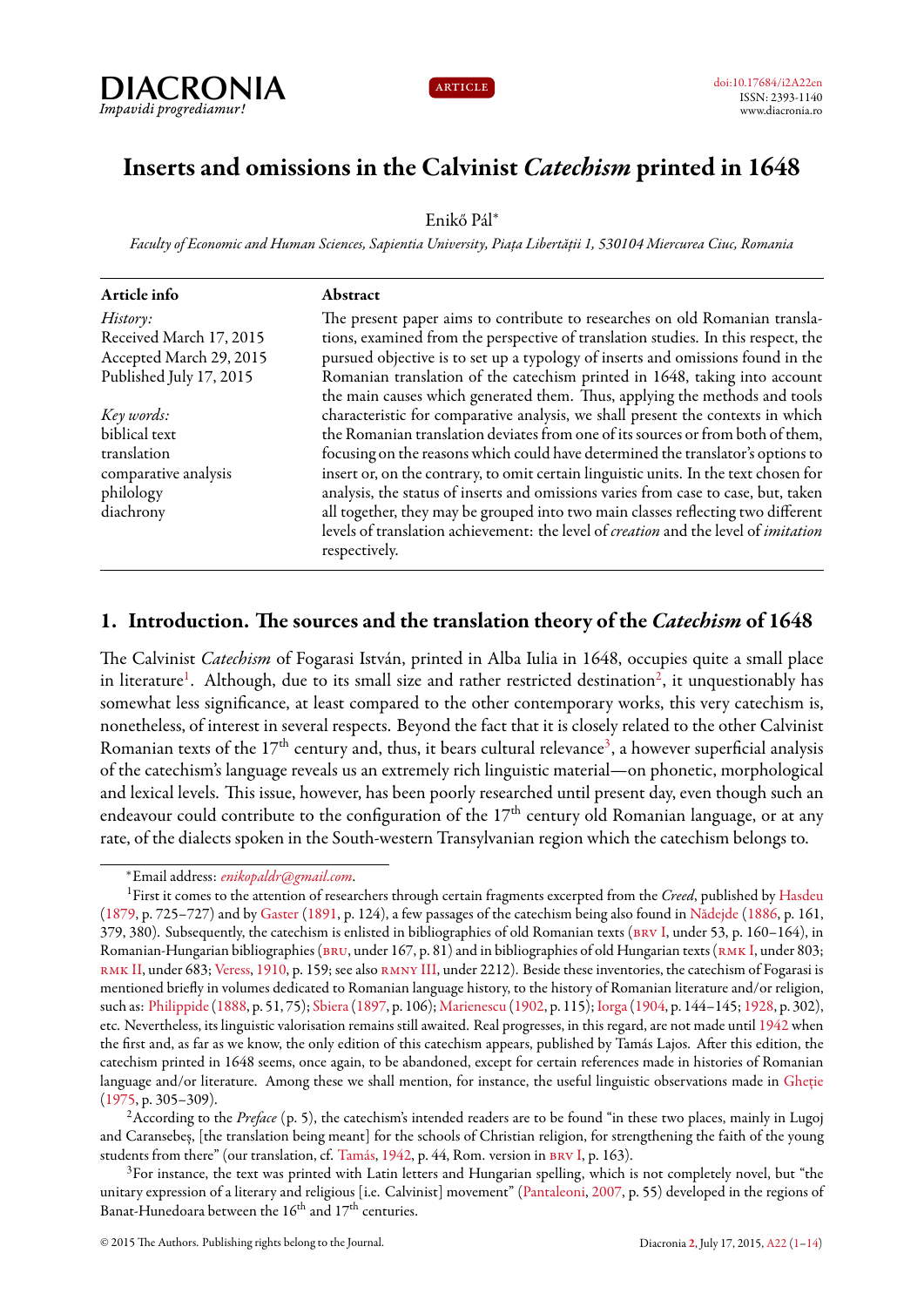DIACRONIA
*Impavidi progrediamur!*

ARTICLE

doi:10.17684/i2A22en
ISSN: 2393-1140
www.diacronia.ro

# Inserts and omissions in the Calvinist *Catechism* printed in 1648

Enikő Pál*

*Faculty of Economic and Human Sciences, Sapientia University, Piața Libertății 1, 530104 Miercurea Ciuc, Romania*

**Article info**

*History:*
Received March 17, 2015
Accepted March 29, 2015
Published July 17, 2015

*Key words:*
biblical text
translation
comparative analysis
philology
diachrony

**Abstract**

The present paper aims to contribute to researches on old Romanian translations, examined from the perspective of translation studies. In this respect, the pursued objective is to set up a typology of inserts and omissions found in the Romanian translation of the catechism printed in 1648, taking into account the main causes which generated them. Thus, applying the methods and tools characteristic for comparative analysis, we shall present the contexts in which the Romanian translation deviates from one of its sources or from both of them, focusing on the reasons which could have determined the translator's options to insert or, on the contrary, to omit certain linguistic units. In the text chosen for analysis, the status of inserts and omissions varies from case to case, but, taken all together, they may be grouped into two main classes reflecting two different levels of translation achievement: the level of *creation* and the level of *imitation* respectively.

## 1. Introduction. The sources and the translation theory of the *Catechism* of 1648

The Calvinist *Catechism* of Fogarasi István, printed in Alba Iulia in 1648, occupies quite a small place in literature[1]. Although, due to its small size and rather restricted destination[2], it unquestionably has somewhat less significance, at least compared to the other contemporary works, this very catechism is, nonetheless, of interest in several respects. Beyond the fact that it is closely related to the other Calvinist Romanian texts of the 17th century and, thus, it bears cultural relevance[3], a however superficial analysis of the catechism's language reveals us an extremely rich linguistic material—on phonetic, morphological and lexical levels. This issue, however, has been poorly researched until present day, even though such an endeavour could contribute to the configuration of the 17th century old Romanian language, or at any rate, of the dialects spoken in the South-western Transylvanian region which the catechism belongs to.

*Email address: *enikopaldr@gmail.com*.

[1]First it comes to the attention of researchers through certain fragments excerpted from the *Creed*, published by Hasdeu (1879, p. 725–727) and by Gaster (1891, p. 124), a few passages of the catechism being also found in Nădejde (1886, p. 161, 379, 380). Subsequently, the catechism is enlisted in bibliographies of old Romanian texts (BRV I, under 53, p. 160–164), in Romanian-Hungarian bibliographies (BRU, under 167, p. 81) and in bibliographies of old Hungarian texts (RMK I, under 803; RMK II, under 683; Veress, 1910, p. 159; see also RMNY III, under 2212). Beside these inventories, the catechism of Fogarasi is mentioned briefly in volumes dedicated to Romanian language history, to the history of Romanian literature and/or religion, such as: Philippide (1888, p. 51, 75); Sbiera (1897, p. 106); Marienescu (1902, p. 115); Iorga (1904, p. 144–145; 1928, p. 302), etc. Nevertheless, its linguistic valorisation remains still awaited. Real progresses, in this regard, are not made until 1942 when the first and, as far as we know, the only edition of this catechism appears, published by Tamás Lajos. After this edition, the catechism printed in 1648 seems, once again, to be abandoned, except for certain references made in histories of Romanian language and/or literature. Among these we shall mention, for instance, the useful linguistic observations made in Gheție (1975, p. 305–309).

[2]According to the *Preface* (p. 5), the catechism's intended readers are to be found "in these two places, mainly in Lugoj and Caransebeș, [the translation being meant] for the schools of Christian religion, for strengthening the faith of the young students from there" (our translation, cf. Tamás, 1942, p. 44, Rom. version in BRV I, p. 163).

[3]For instance, the text was printed with Latin letters and Hungarian spelling, which is not completely novel, but "the unitary expression of a literary and religious [i.e. Calvinist] movement" (Pantaleoni, 2007, p. 55) developed in the regions of Banat-Hunedoara between the 16th and 17th centuries.

© 2015 The Authors. Publishing rights belong to the Journal.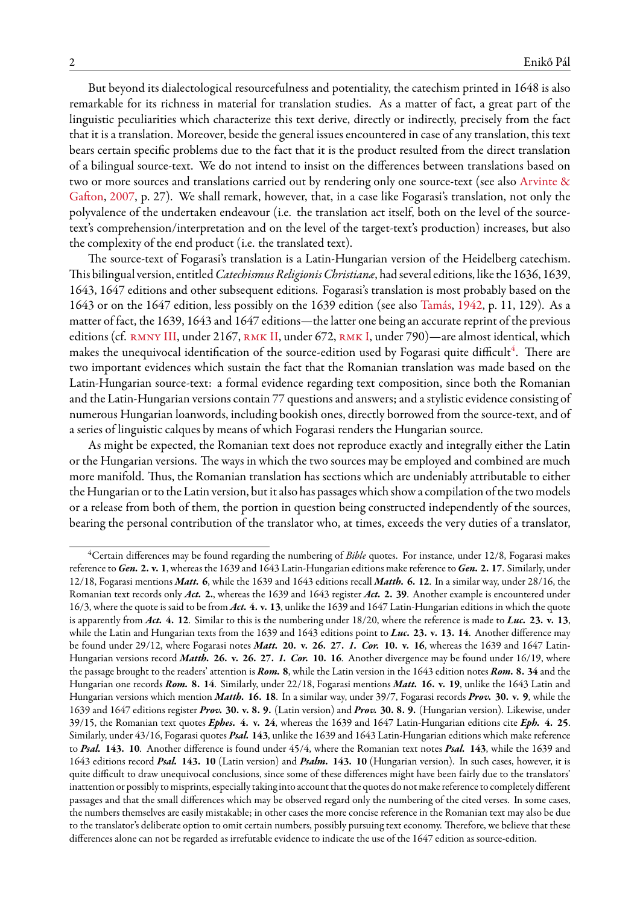But beyond its dialectological resourcefulness and potentiality, the catechism printed in 1648 is also remarkable for its richness in material for translation studies. As a matter of fact, a great part of the linguistic peculiarities which characterize this text derive, directly or indirectly, precisely from the fact that it is a translation. Moreover, beside the general issues encountered in case of any translation, this text bears certain specific problems due to the fact that it is the product resulted from the direct translation of a bilingual source-text. We do not intend to insist on the differences between translations based on two or more sources and translations carried out by rendering only one source-text (see also Arvinte & Gafton, 2007, p. 27). We shall remark, however, that, in a case like Fogarasi's translation, not only the polyvalence of the undertaken endeavour (i.e. the translation act itself, both on the level of the source-text's comprehension/interpretation and on the level of the target-text's production) increases, but also the complexity of the end product (i.e. the translated text).

The source-text of Fogarasi's translation is a Latin-Hungarian version of the Heidelberg catechism. This bilingual version, entitled *Catechismus Religionis Christianæ*, had several editions, like the 1636, 1639, 1643, 1647 editions and other subsequent editions. Fogarasi's translation is most probably based on the 1643 or on the 1647 edition, less possibly on the 1639 edition (see also Tamás, 1942, p. 11, 129). As a matter of fact, the 1639, 1643 and 1647 editions—the latter one being an accurate reprint of the previous editions (cf. RMNY III, under 2167, RMK II, under 672, RMK I, under 790)—are almost identical, which makes the unequivocal identification of the source-edition used by Fogarasi quite difficult[4]. There are two important evidences which sustain the fact that the Romanian translation was made based on the Latin-Hungarian source-text: a formal evidence regarding text composition, since both the Romanian and the Latin-Hungarian versions contain 77 questions and answers; and a stylistic evidence consisting of numerous Hungarian loanwords, including bookish ones, directly borrowed from the source-text, and of a series of linguistic calques by means of which Fogarasi renders the Hungarian source.

As might be expected, the Romanian text does not reproduce exactly and integrally either the Latin or the Hungarian versions. The ways in which the two sources may be employed and combined are much more manifold. Thus, the Romanian translation has sections which are undeniably attributable to either the Hungarian or to the Latin version, but it also has passages which show a compilation of the two models or a release from both of them, the portion in question being constructed independently of the sources, bearing the personal contribution of the translator who, at times, exceeds the very duties of a translator,

---

[4] Certain differences may be found regarding the numbering of *Bible* quotes. For instance, under 12/8, Fogarasi makes reference to ***Gen.* 2. v. 1**, whereas the 1639 and 1643 Latin-Hungarian editions make reference to ***Gen.* 2. 17**. Similarly, under 12/18, Fogarasi mentions ***Matt.* 6**, while the 1639 and 1643 editions recall ***Matth.* 6. 12**. In a similar way, under 28/16, the Romanian text records only ***Act.* 2.**, whereas the 1639 and 1643 register ***Act.* 2. 39**. Another example is encountered under 16/3, where the quote is said to be from ***Act.* 4. v. 13**, unlike the 1639 and 1647 Latin-Hungarian editions in which the quote is apparently from ***Act.* 4. 12**. Similar to this is the numbering under 18/20, where the reference is made to ***Luc.* 23. v. 13**, while the Latin and Hungarian texts from the 1639 and 1643 editions point to ***Luc.* 23. v. 13. 14**. Another difference may be found under 29/12, where Fogarasi notes ***Matt.* 20. v. 26. 27. *1. Cor.* 10. v. 16**, whereas the 1639 and 1647 Latin-Hungarian versions record ***Matth.* 26. v. 26. 27. *1. Cor.* 10. 16**. Another divergence may be found under 16/19, where the passage brought to the readers' attention is ***Rom.* 8**, while the Latin version in the 1643 edition notes ***Rom.* 8. 34** and the Hungarian one records ***Rom.* 8. 14**. Similarly, under 22/18, Fogarasi mentions ***Matt.* 16. v. 19**, unlike the 1643 Latin and Hungarian versions which mention ***Matth.* 16. 18**. In a similar way, under 39/7, Fogarasi records ***Prov.* 30. v. 9**, while the 1639 and 1647 editions register ***Prov.* 30. v. 8. 9.** (Latin version) and ***Prov.* 30. 8. 9.** (Hungarian version). Likewise, under 39/15, the Romanian text quotes ***Ephes.* 4. v. 24**, whereas the 1639 and 1647 Latin-Hungarian editions cite ***Eph.* 4. 25**. Similarly, under 43/16, Fogarasi quotes ***Psal.* 143**, unlike the 1639 and 1643 Latin-Hungarian editions which make reference to ***Psal.* 143. 10**. Another difference is found under 45/4, where the Romanian text notes ***Psal.* 143**, while the 1639 and 1643 editions record ***Psal.* 143. 10** (Latin version) and ***Psalm.* 143. 10** (Hungarian version). In such cases, however, it is quite difficult to draw unequivocal conclusions, since some of these differences might have been fairly due to the translators' inattention or possibly to misprints, especially taking into account that the quotes do not make reference to completely different passages and that the small differences which may be observed regard only the numbering of the cited verses. In some cases, the numbers themselves are easily mistakable; in other cases the more concise reference in the Romanian text may also be due to the translator's deliberate option to omit certain numbers, possibly pursuing text economy. Therefore, we believe that these differences alone can not be regarded as irrefutable evidence to indicate the use of the 1647 edition as source-edition.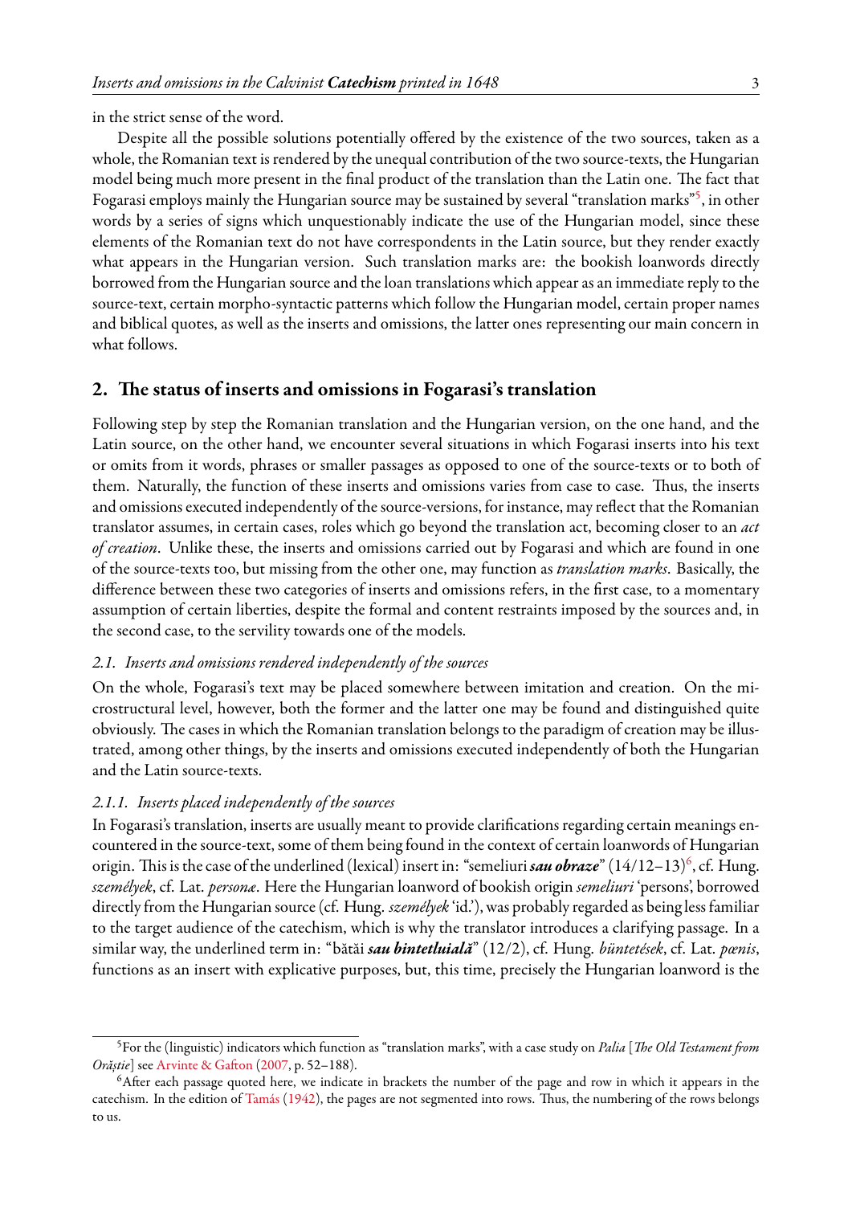in the strict sense of the word.

Despite all the possible solutions potentially offered by the existence of the two sources, taken as a whole, the Romanian text is rendered by the unequal contribution of the two source-texts, the Hungarian model being much more present in the final product of the translation than the Latin one. The fact that Fogarasi employs mainly the Hungarian source may be sustained by several "translation marks"[5], in other words by a series of signs which unquestionably indicate the use of the Hungarian model, since these elements of the Romanian text do not have correspondents in the Latin source, but they render exactly what appears in the Hungarian version. Such translation marks are: the bookish loanwords directly borrowed from the Hungarian source and the loan translations which appear as an immediate reply to the source-text, certain morpho-syntactic patterns which follow the Hungarian model, certain proper names and biblical quotes, as well as the inserts and omissions, the latter ones representing our main concern in what follows.

## 2. The status of inserts and omissions in Fogarasi's translation

Following step by step the Romanian translation and the Hungarian version, on the one hand, and the Latin source, on the other hand, we encounter several situations in which Fogarasi inserts into his text or omits from it words, phrases or smaller passages as opposed to one of the source-texts or to both of them. Naturally, the function of these inserts and omissions varies from case to case. Thus, the inserts and omissions executed independently of the source-versions, for instance, may reflect that the Romanian translator assumes, in certain cases, roles which go beyond the translation act, becoming closer to an *act of creation*. Unlike these, the inserts and omissions carried out by Fogarasi and which are found in one of the source-texts too, but missing from the other one, may function as *translation marks*. Basically, the difference between these two categories of inserts and omissions refers, in the first case, to a momentary assumption of certain liberties, despite the formal and content restraints imposed by the sources and, in the second case, to the servility towards one of the models.

### *2.1. Inserts and omissions rendered independently of the sources*

On the whole, Fogarasi's text may be placed somewhere between imitation and creation. On the microstructural level, however, both the former and the latter one may be found and distinguished quite obviously. The cases in which the Romanian translation belongs to the paradigm of creation may be illustrated, among other things, by the inserts and omissions executed independently of both the Hungarian and the Latin source-texts.

#### *2.1.1. Inserts placed independently of the sources*

In Fogarasi's translation, inserts are usually meant to provide clarifications regarding certain meanings encountered in the source-text, some of them being found in the context of certain loanwords of Hungarian origin. This is the case of the underlined (lexical) insert in: "semeliuri ***sau obraze***" (14/12–13)[6], cf. Hung. *személyek*, cf. Lat. *personæ*. Here the Hungarian loanword of bookish origin *semeliuri* 'persons', borrowed directly from the Hungarian source (cf. Hung. *személyek* 'id.'), was probably regarded as being less familiar to the target audience of the catechism, which is why the translator introduces a clarifying passage. In a similar way, the underlined term in: "bătăi ***sau bintetluială***" (12/2), cf. Hung. *büntetések*, cf. Lat. *pœnis*, functions as an insert with explicative purposes, but, this time, precisely the Hungarian loanword is the

---

[5] For the (linguistic) indicators which function as "translation marks", with a case study on *Palia* [*The Old Testament from Orăștie*] see Arvinte & Gafton (2007, p. 52–188).

[6] After each passage quoted here, we indicate in brackets the number of the page and row in which it appears in the catechism. In the edition of Tamás (1942), the pages are not segmented into rows. Thus, the numbering of the rows belongs to us.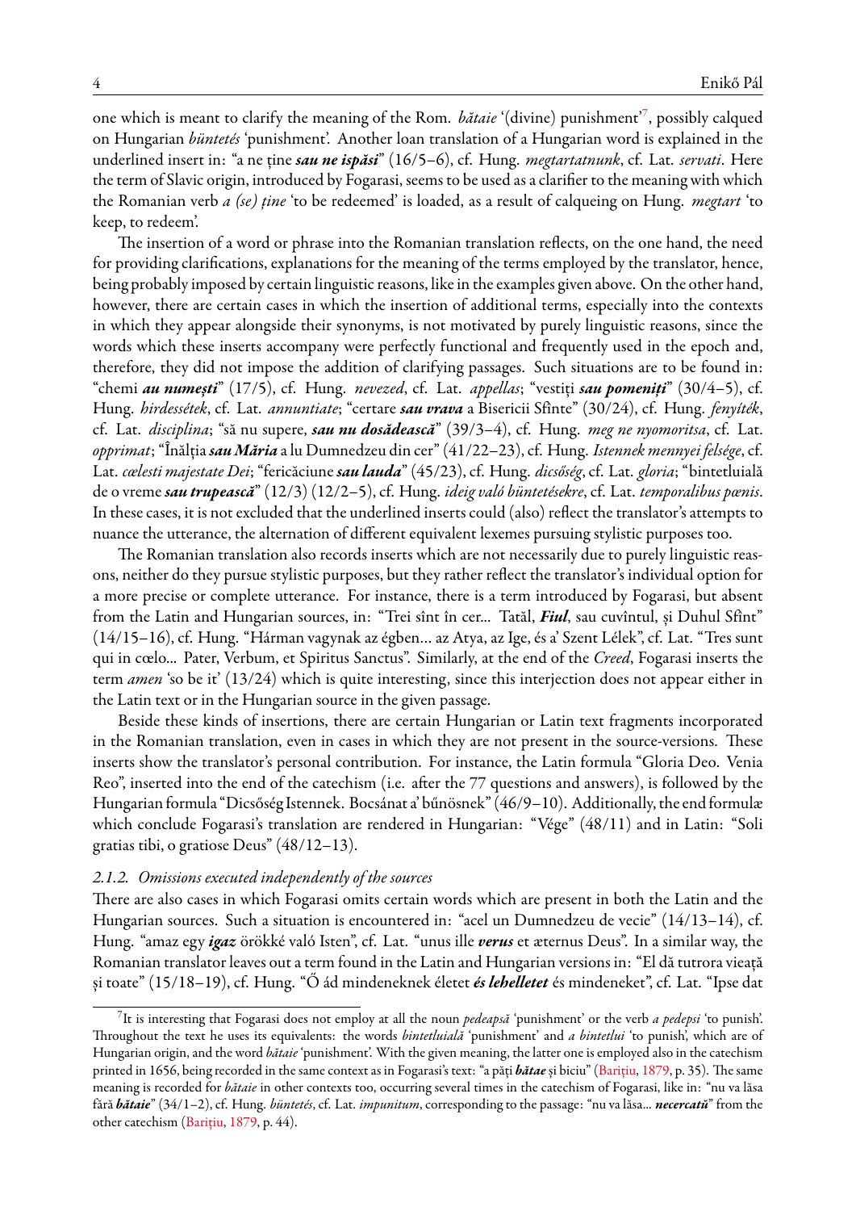one which is meant to clarify the meaning of the Rom. *bătaie* '(divine) punishment'[7], possibly calqued on Hungarian *büntetés* 'punishment'. Another loan translation of a Hungarian word is explained in the underlined insert in: "a ne ține ***sau ne ispăsi***" (16/5–6), cf. Hung. *megtartatnunk*, cf. Lat. *servati*. Here the term of Slavic origin, introduced by Fogarasi, seems to be used as a clarifier to the meaning with which the Romanian verb *a (se) ține* 'to be redeemed' is loaded, as a result of calqueing on Hung. *megtart* 'to keep, to redeem'.

The insertion of a word or phrase into the Romanian translation reflects, on the one hand, the need for providing clarifications, explanations for the meaning of the terms employed by the translator, hence, being probably imposed by certain linguistic reasons, like in the examples given above. On the other hand, however, there are certain cases in which the insertion of additional terms, especially into the contexts in which they appear alongside their synonyms, is not motivated by purely linguistic reasons, since the words which these inserts accompany were perfectly functional and frequently used in the epoch and, therefore, they did not impose the addition of clarifying passages. Such situations are to be found in: "chemi ***au numești***" (17/5), cf. Hung. *nevezed*, cf. Lat. *appellas*; "vestiți ***sau pomeniți***" (30/4–5), cf. Hung. *hirdessétek*, cf. Lat. *annuntiate*; "certare ***sau vrava*** a Bisericii Sfînte" (30/24), cf. Hung. *fenyíték*, cf. Lat. *disciplina*; "să nu supere, ***sau nu dosădească***" (39/3–4), cf. Hung. *meg ne nyomoritsa*, cf. Lat. *opprimat*; "Înălția ***sau Măria*** a lu Dumnedzeu din cer" (41/22–23), cf. Hung. *Istennek mennyei felsége*, cf. Lat. *cœlesti majestate Dei*; "fericăciune ***sau lauda***" (45/23), cf. Hung. *dicsőség*, cf. Lat. *gloria*; "bintetluială de o vreme ***sau trupească***" (12/3) (12/2–5), cf. Hung. *ideig való büntetésekre*, cf. Lat. *temporalibus pœnis*. In these cases, it is not excluded that the underlined inserts could (also) reflect the translator's attempts to nuance the utterance, the alternation of different equivalent lexemes pursuing stylistic purposes too.

The Romanian translation also records inserts which are not necessarily due to purely linguistic reasons, neither do they pursue stylistic purposes, but they rather reflect the translator's individual option for a more precise or complete utterance. For instance, there is a term introduced by Fogarasi, but absent from the Latin and Hungarian sources, in: "Trei sînt în cer... Tatăl, ***Fiul***, sau cuvîntul, și Duhul Sfînt" (14/15–16), cf. Hung. "Hárman vagynak az égben... az Atya, az Ige, és a' Szent Lélek", cf. Lat. "Tres sunt qui in cœlo... Pater, Verbum, et Spiritus Sanctus". Similarly, at the end of the *Creed*, Fogarasi inserts the term *amen* 'so be it' (13/24) which is quite interesting, since this interjection does not appear either in the Latin text or in the Hungarian source in the given passage.

Beside these kinds of insertions, there are certain Hungarian or Latin text fragments incorporated in the Romanian translation, even in cases in which they are not present in the source-versions. These inserts show the translator's personal contribution. For instance, the Latin formula "Gloria Deo. Venia Reo", inserted into the end of the catechism (i.e. after the 77 questions and answers), is followed by the Hungarian formula "Dicsőség Istennek. Bocsánat a' bűnösnek" (46/9–10). Additionally, the end formulæ which conclude Fogarasi's translation are rendered in Hungarian: "Vége" (48/11) and in Latin: "Soli gratias tibi, o gratiose Deus" (48/12–13).

### *2.1.2. Omissions executed independently of the sources*

There are also cases in which Fogarasi omits certain words which are present in both the Latin and the Hungarian sources. Such a situation is encountered in: "acel un Dumnedzeu de vecie" (14/13–14), cf. Hung. "amaz egy ***igaz*** örökké való Isten", cf. Lat. "unus ille ***verus*** et æternus Deus". In a similar way, the Romanian translator leaves out a term found in the Latin and Hungarian versions in: "El dă tutrora vieață și toate" (15/18–19), cf. Hung. "Ő ád mindeneknek életet ***és lehelletet*** és mindeneket", cf. Lat. "Ipse dat

---

[7] It is interesting that Fogarasi does not employ at all the noun *pedeapsă* 'punishment' or the verb *a pedepsi* 'to punish'. Throughout the text he uses its equivalents: the words *bintetluială* 'punishment' and *a bintetlui* 'to punish', which are of Hungarian origin, and the word *bătaie* 'punishment'. With the given meaning, the latter one is employed also in the catechism printed in 1656, being recorded in the same context as in Fogarasi's text: "a păți ***bătae*** și biciu" (Barițiu, 1879, p. 35). The same meaning is recorded for *bătaie* in other contexts too, occurring several times in the catechism of Fogarasi, like in: "nu va lăsa fără ***bătaie***" (34/1–2), cf. Hung. *büntetés*, cf. Lat. *impunitum*, corresponding to the passage: "nu va lăsa... ***necercatŭ***" from the other catechism (Barițiu, 1879, p. 44).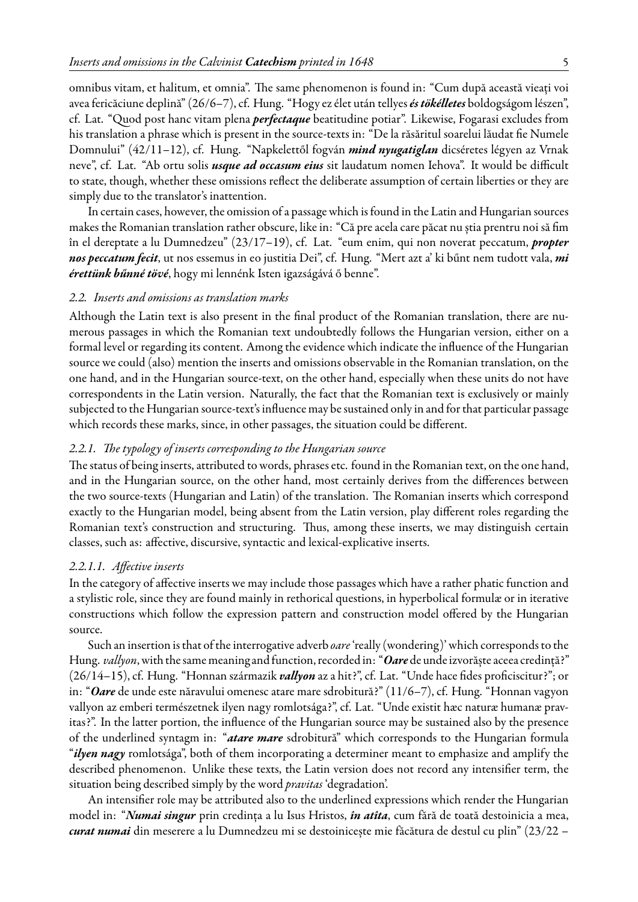omnibus vitam, et halitum, et omnia". The same phenomenon is found in: "Cum după această vieați voi avea fericăciune deplină" (26/6–7), cf. Hung. "Hogy ez élet után tellyes ***és tökélletes*** boldogságom lészen", cf. Lat. "Quod post hanc vitam plena ***perfectaque*** beatitudine potiar". Likewise, Fogarasi excludes from his translation a phrase which is present in the source-texts in: "De la răsăritul soarelui lăudat fie Numele Domnului" (42/11–12), cf. Hung. "Napkelettől fogván ***mind nyugatiglan*** dicséretes légyen az Vrnak neve", cf. Lat. "Ab ortu solis ***usque ad occasum eius*** sit laudatum nomen Iehova". It would be difficult to state, though, whether these omissions reflect the deliberate assumption of certain liberties or they are simply due to the translator's inattention.

In certain cases, however, the omission of a passage which is found in the Latin and Hungarian sources makes the Romanian translation rather obscure, like in: "Că pre acela care păcat nu știa prentru noi să fim în el dereptate a lu Dumnedzeu" (23/17–19), cf. Lat. "eum enim, qui non noverat peccatum, ***propter nos peccatum fecit***, ut nos essemus in eo justitia Dei", cf. Hung. "Mert azt a' ki bűnt nem tudott vala, ***mi érettünk bűnné tövé***, hogy mi lennénk Isten igazságává ő benne".

### *2.2. Inserts and omissions as translation marks*

Although the Latin text is also present in the final product of the Romanian translation, there are numerous passages in which the Romanian text undoubtedly follows the Hungarian version, either on a formal level or regarding its content. Among the evidence which indicate the influence of the Hungarian source we could (also) mention the inserts and omissions observable in the Romanian translation, on the one hand, and in the Hungarian source-text, on the other hand, especially when these units do not have correspondents in the Latin version. Naturally, the fact that the Romanian text is exclusively or mainly subjected to the Hungarian source-text's influence may be sustained only in and for that particular passage which records these marks, since, in other passages, the situation could be different.

#### *2.2.1. The typology of inserts corresponding to the Hungarian source*

The status of being inserts, attributed to words, phrases etc. found in the Romanian text, on the one hand, and in the Hungarian source, on the other hand, most certainly derives from the differences between the two source-texts (Hungarian and Latin) of the translation. The Romanian inserts which correspond exactly to the Hungarian model, being absent from the Latin version, play different roles regarding the Romanian text's construction and structuring. Thus, among these inserts, we may distinguish certain classes, such as: affective, discursive, syntactic and lexical-explicative inserts.

##### *2.2.1.1. Affective inserts*

In the category of affective inserts we may include those passages which have a rather phatic function and a stylistic role, since they are found mainly in rethorical questions, in hyperbolical formulæ or in iterative constructions which follow the expression pattern and construction model offered by the Hungarian source.

Such an insertion is that of the interrogative adverb *oare* 'really (wondering)' which corresponds to the Hung. *vallyon*, with the same meaning and function, recorded in: "***Oare*** de unde izvorăște aceea credință?" (26/14–15), cf. Hung. "Honnan származik ***vallyon*** az a hit?", cf. Lat. "Unde hace fides proficiscitur?"; or in: "***Oare*** de unde este năravului omenesc atare mare sdrobitură?" (11/6–7), cf. Hung. "Honnan vagyon vallyon az emberi természetnek ilyen nagy romlotsága?", cf. Lat. "Unde existit hæc naturæ humanæ pravitas?". In the latter portion, the influence of the Hungarian source may be sustained also by the presence of the underlined syntagm in: "***atare mare*** sdrobitură" which corresponds to the Hungarian formula "***ilyen nagy*** romlotsága", both of them incorporating a determiner meant to emphasize and amplify the described phenomenon. Unlike these texts, the Latin version does not record any intensifier term, the situation being described simply by the word *pravitas* 'degradation'.

An intensifier role may be attributed also to the underlined expressions which render the Hungarian model in: "***Numai singur*** prin credința a lu Isus Hristos, ***în atîta***, cum fără de toată destoinicia a mea, ***curat numai*** din meserere a lu Dumnedzeu mi se destoinicește mie făcătura de destul cu plin" (23/22 –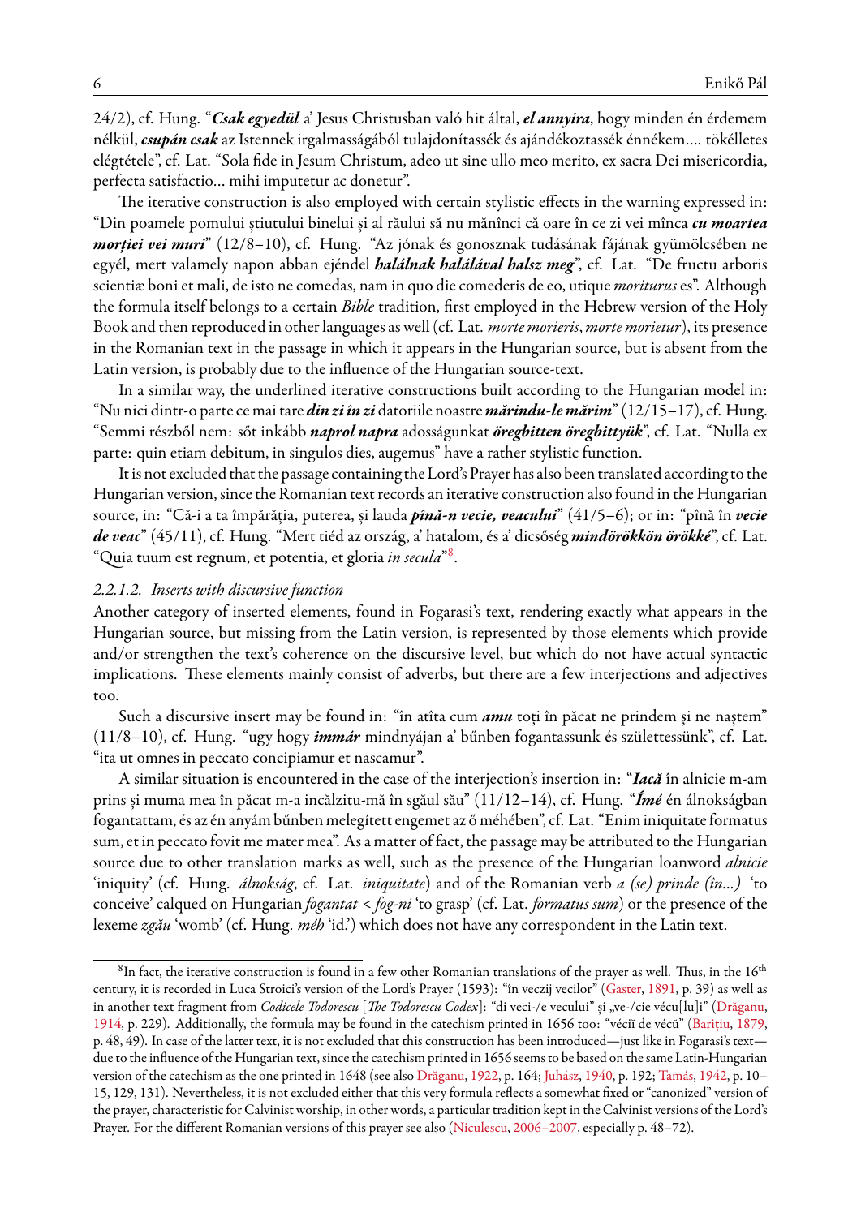24/2), cf. Hung. "***Csak egyedül*** a' Jesus Christusban való hit által, ***el annyira***, hogy minden én érdemem nélkül, ***csupán csak*** az Istennek irgalmasságából tulajdonítassék és ajándékoztassék énnékem.... tökélletes elégtétele", cf. Lat. "Sola fide in Jesum Christum, adeo ut sine ullo meo merito, ex sacra Dei misericordia, perfecta satisfactio... mihi imputetur ac donetur".

The iterative construction is also employed with certain stylistic effects in the warning expressed in: "Din poamele pomului științului binelui și al răului să nu mănînci că oare în ce zi vei mînca ***cu moartea morției vei muri***" (12/8–10), cf. Hung. "Az jónak és gonosznak tudásának fájának gyümölcsében ne egyél, mert valamely napon abban eléndel ***halálnak halálával halsz meg***", cf. Lat. "De fructu arboris scientiæ boni et mali, de isto ne comedas, nam in quo die comederis de eo, utique *moriturus* es". Although the formula itself belongs to a certain *Bible* tradition, first employed in the Hebrew version of the Holy Book and then reproduced in other languages as well (cf. Lat. *morte morieris*, *morte morietur*), its presence in the Romanian text in the passage in which it appears in the Hungarian source, but is absent from the Latin version, is probably due to the influence of the Hungarian source-text.

In a similar way, the underlined iterative constructions built according to the Hungarian model in: "Nu nici dintr-o parte ce mai tare ***din zi în zi*** datoriile noastre ***mărindu-le mărim***" (12/15–17), cf. Hung. "Semmi részből nem: sőt inkább ***naprol napra*** adósságunkat ***öregbitten öregbittyük***", cf. Lat. "Nulla ex parte: quin etiam debitum, in singulos dies, augemus" have a rather stylistic function.

It is not excluded that the passage containing the Lord's Prayer has also been translated according to the Hungarian version, since the Romanian text records an iterative construction also found in the Hungarian source, in: "Că-i a ta împărăția, puterea, și lauda ***pînă-n vecie, veacului***" (41/5–6); or in: "pînă în ***vecie de veac***" (45/11), cf. Hung. "Mert tiéd az ország, a' hatalom, és a' dicsőség ***mindörökkön örökké***", cf. Lat. "Quia tuum est regnum, et potentia, et gloria *in secula*"[8].

### 2.2.1.2. Inserts with discursive function

Another category of inserted elements, found in Fogarasi's text, rendering exactly what appears in the Hungarian source, but missing from the Latin version, is represented by those elements which provide and/or strengthen the text's coherence on the discursive level, but which do not have actual syntactic implications. These elements mainly consist of adverbs, but there are a few interjections and adjectives too.

Such a discursive insert may be found in: "în atîta cum ***amu*** toți în păcat ne prindem și ne naștem" (11/8–10), cf. Hung. "ugy hogy ***immár*** mindnyájan a' bűnben fogantassunk és születtessünk", cf. Lat. "ita ut omnes in peccato concipiamur et nascamur".

A similar situation is encountered in the case of the interjection's insertion in: "***Iacă*** în alnicie m-am prins și muma mea în păcat m-a incălzitu-mă în sgăul său" (11/12–14), cf. Hung. "***Ímé*** én álnokságban fogantattam, és az én anyám bűnben melegített engemet az ő méhében", cf. Lat. "Enim iniquitate formatus sum, et in peccato fovit me mater mea". As a matter of fact, the passage may be attributed to the Hungarian source due to other translation marks as well, such as the presence of the Hungarian loanword *alnicie* 'iniquity' (cf. Hung. *álnokság*, cf. Lat. *iniquitate*) and of the Romanian verb *a (se) prinde (în...)* 'to conceive' calqued on Hungarian *fogantat* < *fog-ni* 'to grasp' (cf. Lat. *formatus sum*) or the presence of the lexeme *zgău* 'womb' (cf. Hung. *méh* 'id.') which does not have any correspondent in the Latin text.

---

[8] In fact, the iterative construction is found in a few other Romanian translations of the prayer as well. Thus, in the 16th century, it is recorded in Luca Stroici's version of the Lord's Prayer (1593): "în veczij vecilor" (Gaster, 1891, p. 39) as well as in another text fragment from *Codicele Todorescu* [*The Todorescu Codex*]: "di veci-/e vecului" și „ve-/cie vécu[lu]i" (Drăganu, 1914, p. 229). Additionally, the formula may be found in the catechism printed in 1656 too: "vécii de vécŭ" (Barițiu, 1879, p. 48, 49). In case of the latter text, it is not excluded that this construction has been introduced—just like in Fogarasi's text—due to the influence of the Hungarian text, since the catechism printed in 1656 seems to be based on the same Latin-Hungarian version of the catechism as the one printed in 1648 (see also Drăganu, 1922, p. 164; Juhász, 1940, p. 192; Tamás, 1942, p. 10–15, 129, 131). Nevertheless, it is not excluded either that this very formula reflects a somewhat fixed or "canonized" version of the prayer, characteristic for Calvinist worship, in other words, a particular tradition kept in the Calvinist versions of the Lord's Prayer. For the different Romanian versions of this prayer see also (Niculescu, 2006–2007, especially p. 48–72).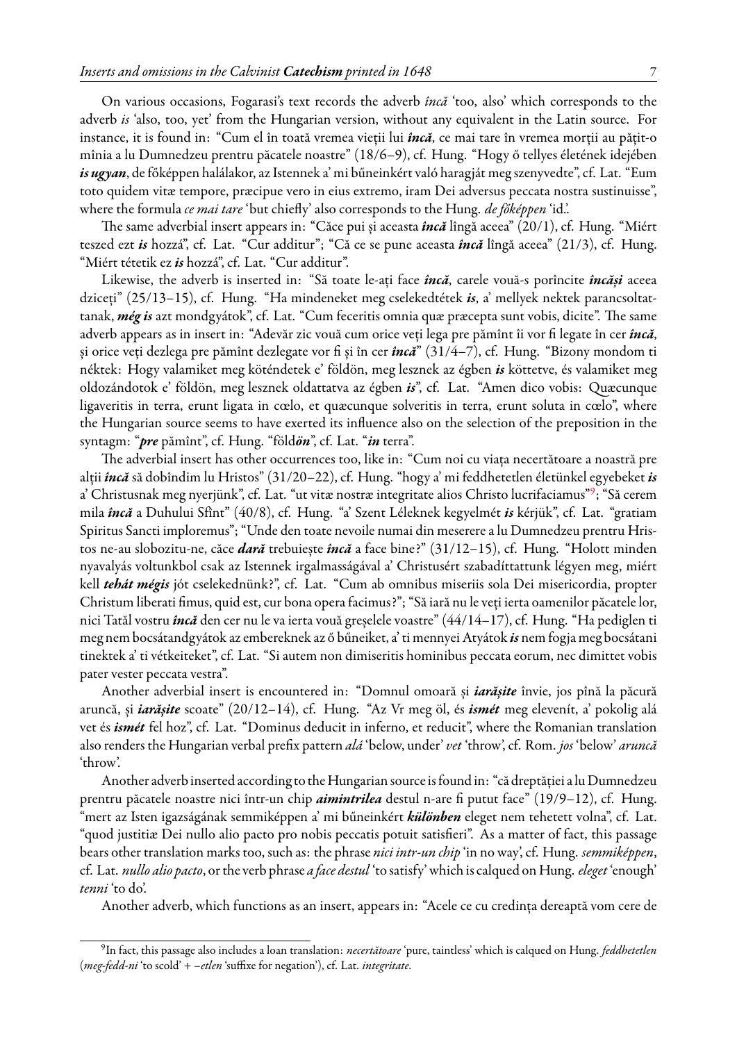On various occasions, Fogarasi's text records the adverb *încă* 'too, also' which corresponds to the adverb *is* 'also, too, yet' from the Hungarian version, without any equivalent in the Latin source. For instance, it is found in: "Cum el în toată vremea vieții lui ***încă***, ce mai tare în vremea morții au pățit-o mînia a lu Dumnedzeu prentru păcatele noastre" (18/6–9), cf. Hung. "Hogy ő tellyes életének idejében ***is ugyan***, de főképpen halálakor, az Istennek a' mi bűneinkért való haragját meg szenyvedte", cf. Lat. "Eum toto quidem vitæ tempore, præcipue vero in eius extremo, iram Dei adversus peccata nostra sustinuisse", where the formula *ce mai tare* 'but chiefly' also corresponds to the Hung. *de főképpen* 'id.'.

The same adverbial insert appears in: "Căce pui și aceasta ***încă*** lîngă aceea" (20/1), cf. Hung. "Miért teszed ezt ***is*** hozzá", cf. Lat. "Cur additur"; "Că ce se pune aceasta ***încă*** lîngă aceea" (21/3), cf. Hung. "Miért tétetik ez ***is*** hozzá", cf. Lat. "Cur additur".

Likewise, the adverb is inserted in: "Să toate le-ați face ***încă***, carele vouă-s porîncite ***încăși*** aceea dziceți" (25/13–15), cf. Hung. "Ha mindeneket meg cselekedtétek ***is***, a' mellyek nektek parancsoltattanak, ***még is*** azt mondgyátok", cf. Lat. "Cum feceritis omnia quæ præcepta sunt vobis, dicite". The same adverb appears as in insert in: "Adevăr zic vouă cum orice veți lega pre pămînt îi vor fi legate în cer ***încă***, și orice veți dezlega pre pămînt dezlegate vor fi și în cer ***încă***" (31/4–7), cf. Hung. "Bizony mondom ti néktek: Hogy valamiket meg köténdetek e' földön, meg lesznek az égben ***is*** köttetve, és valamiket meg oldozándotok e' földön, meg lesznek oldattatva az égben ***is***", cf. Lat. "Amen dico vobis: Quæcunque ligaveritis in terra, erunt ligata in cœlo, et quæcunque solveritis in terra, erunt soluta in cœlo", where the Hungarian source seems to have exerted its influence also on the selection of the preposition in the syntagm: "***pre*** pămînt", cf. Hung. "föld***ön***", cf. Lat. "***in*** terra".

The adverbial insert has other occurrences too, like in: "Cum noi cu viața necertătoare a noastră pre alții ***încă*** să dobîndim lu Hristos" (31/20–22), cf. Hung. "hogy a' mi feddhetetlen életünkel egyebeket ***is*** a' Christusnak meg nyerjünk", cf. Lat. "ut vitæ nostræ integritate alios Christo lucrifaciamus"[9]; "Să cerem mila ***încă*** a Duhului Sfînt" (40/8), cf. Hung. "a' Szent Léleknek kegyelmét ***is*** kérjük", cf. Lat. "gratiam Spiritus Sancti imploremus"; "Unde den toate nevoile numai din meserere a lu Dumnedzeu prentru Hristos ne-au slobozitu-ne, căce ***dară*** trebuiește ***încă*** a face bine?" (31/12–15), cf. Hung. "Holott minden nyavalyás voltunkbol csak az Istennek irgalmasságával a' Christusért szabadíttattunk légyen meg, miért kell ***tehát mégis*** jót cselekednünk?", cf. Lat. "Cum ab omnibus miseriis sola Dei misericordia, propter Christum liberati fimus, quid est, cur bona opera facimus?"; "Să iară nu le veți ierta oamenilor păcatele lor, nici Tatăl vostru ***încă*** den cer nu le va ierta vouă greșelele voastre" (44/14–17), cf. Hung. "Ha pediglen ti meg nem bocsátandgyátok az embereknek az ő bűneiket, a' ti mennyei Atyátok ***is*** nem fogja meg bocsátani tinektek a' ti vétkeiteket", cf. Lat. "Si autem non dimiseritis hominibus peccata eorum, nec dimittet vobis pater vester peccata vestra".

Another adverbial insert is encountered in: "Domnul omoară și ***iarășite*** învie, jos pînă la păcură aruncă, și ***iarășite*** scoate" (20/12–14), cf. Hung. "Az Vr meg öl, és ***ismét*** meg elevenít, a' pokolig alá vet és ***ismét*** fel hoz", cf. Lat. "Dominus deducit in inferno, et reducit", where the Romanian translation also renders the Hungarian verbal prefix pattern *alá* 'below, under' *vet* 'throw', cf. Rom. *jos* 'below' *aruncă* 'throw'.

Another adverb inserted according to the Hungarian source is found in: "că dreptății a lu Dumnedzeu prentru păcatele noastre nici într-un chip ***aimintrilea*** destul n-are fi putut face" (19/9–12), cf. Hung. "mert az Isten igazságának semmiképpen a' mi bűneinkért ***különben*** eleget nem tehetett volna", cf. Lat. "quod justitiæ Dei nullo alio pacto pro nobis peccatis potuit satisfieri". As a matter of fact, this passage bears other translation marks too, such as: the phrase *nici intr-un chip* 'in no way', cf. Hung. *semmiképpen*, cf. Lat. *nullo alio pacto*, or the verb phrase *a face destul* 'to satisfy' which is calqued on Hung. *eleget* 'enough' *tenni* 'to do'.

Another adverb, which functions as an insert, appears in: "Acele ce cu credința dereaptă vom cere de

[9]In fact, this passage also includes a loan translation: *necertătoare* 'pure, taintless' which is calqued on Hung. *feddhetetlen* (*meg-fedd-ni* 'to scold' + *–etlen* 'suffixe for negation'), cf. Lat. *integritate*.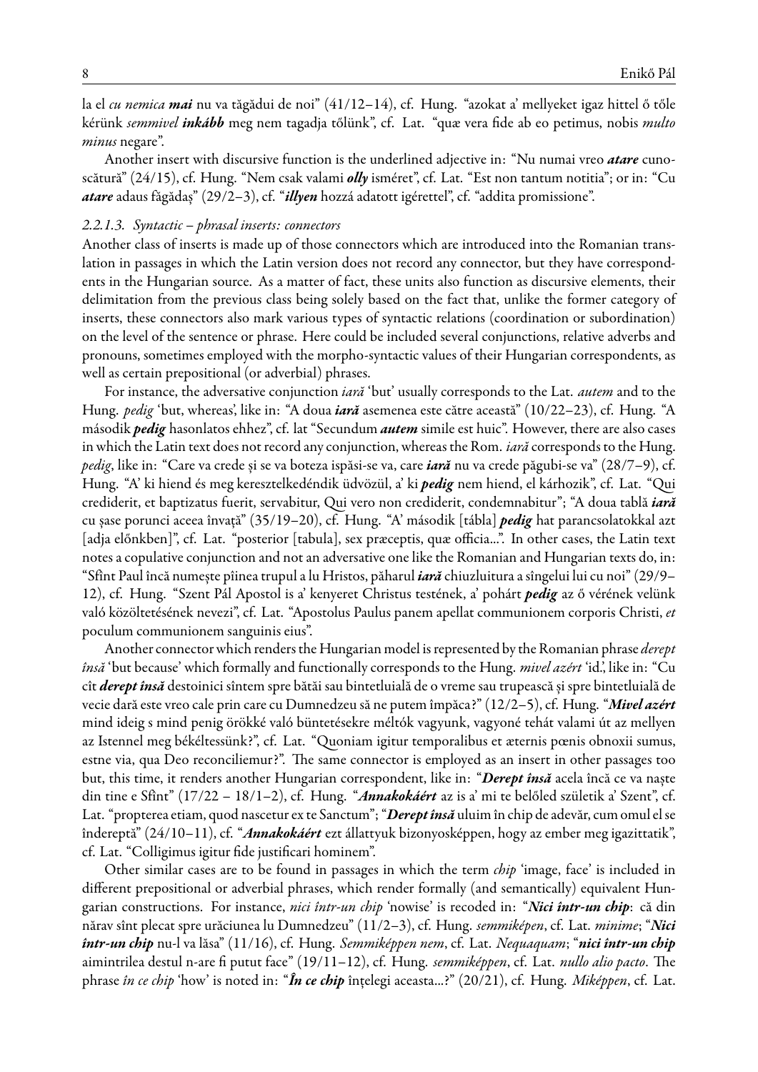la el *cu nemica **mai*** nu va tăgădui de noi" (41/12–14), cf. Hung. "azokat a' mellyeket igaz hittel ő tőle kérünk *semmivel **inkább*** meg nem tagadja tőlünk", cf. Lat. "quæ vera fide ab eo petimus, nobis *multo minus* negare".

Another insert with discursive function is the underlined adjective in: "Nu numai vreo ***atare*** cunoscătură" (24/15), cf. Hung. "Nem csak valami ***olly*** ismeret", cf. Lat. "Est non tantum notitia"; or in: "Cu ***atare*** adaus făgădaş" (29/2–3), cf. "***illyen*** hozzá adatott igérettel", cf. "addita promissione".

### *2.2.1.3. Syntactic – phrasal inserts: connectors*

Another class of inserts is made up of those connectors which are introduced into the Romanian translation in passages in which the Latin version does not record any connector, but they have correspondents in the Hungarian source. As a matter of fact, these units also function as discursive elements, their delimitation from the previous class being solely based on the fact that, unlike the former category of inserts, these connectors also mark various types of syntactic relations (coordination or subordination) on the level of the sentence or phrase. Here could be included several conjunctions, relative adverbs and pronouns, sometimes employed with the morpho-syntactic values of their Hungarian correspondents, as well as certain prepositional (or adverbial) phrases.

For instance, the adversative conjunction *iară* 'but' usually corresponds to the Lat. *autem* and to the Hung. *pedig* 'but, whereas', like in: "A doua ***iară*** asemenea este către aceastâ" (10/22–23), cf. Hung. "A második ***pedig*** hasonlatos ehhez", cf. lat "Secundum ***autem*** simile est huic". However, there are also cases in which the Latin text does not record any conjunction, whereas the Rom. *iară* corresponds to the Hung. *pedig*, like in: "Care va crede şi se va boteza ispăsi-se va, care ***iară*** nu va crede păgubi-se va" (28/7–9), cf. Hung. "A' ki hiend és meg keresztelkedéndik üdvözül, a' ki ***pedig*** nem hiend, el kárhozik", cf. Lat. "Qui crediderit, et baptizatus fuerit, servabitur, Qui vero non crediderit, condemnabitur"; "A doua tablă ***iară*** cu şase porunci aceea învaţă" (35/19–20), cf. Hung. "A' második [tábla] ***pedig*** hat parancsolatokkal azt [adja előnkben]", cf. Lat. "posterior [tabula], sex præceptis, quæ officia...". In other cases, the Latin text notes a copulative conjunction and not an adversative one like the Romanian and Hungarian texts do, in: "Sfînt Paul încă numeşte pîinea trupul a lu Hristos, păharul ***iară*** chiuzluitura a sîngelui lui cu noi" (29/9–12), cf. Hung. "Szent Pál Apostol is a' kenyeret Christus testének, a' pohárt ***pedig*** az ő vérének velünk való közöltetésének nevezi", cf. Lat. "Apostolus Paulus panem apellat communionem corporis Christi, *et* poculum communionem sanguinis eius".

Another connector which renders the Hungarian model is represented by the Romanian phrase *derept însă* 'but because' which formally and functionally corresponds to the Hung. *mivel azért* 'id.', like in: "Cu cît ***derept însă*** destoinici sîntem spre bătăi sau bintetluială de o vreme sau trupească şi spre bintetluială de vecie dară este vreo cale prin care cu Dumnedzeu să ne putem împăca?" (12/2–5), cf. Hung. "***Mivel azért*** mind ideig s mind penig örökké való büntetésekre méltók vagyunk, vagyoné tehát valami út az mellyen az Istennel meg békéltessünk?", cf. Lat. "Quoniam igitur temporalibus et æternis pœnis obnoxii sumus, estne via, qua Deo reconciliemur?". The same connector is employed as an insert in other passages too but, this time, it renders another Hungarian correspondent, like in: "***Derept însă*** acela încă ce va naşte din tine e Sfînt" (17/22 – 18/1–2), cf. Hung. "***Annakokáért*** az is a' mi te belőled születik a' Szent", cf. Lat. "propterea etiam, quod nascetur ex te Sanctum"; "***Derept însă*** uluim în chip de adevăr, cum omul el se îndereptă" (24/10–11), cf. "***Annakokáért*** ezt állattyuk bizonyosképpen, hogy az ember meg igazittatik", cf. Lat. "Colligimus igitur fide justificari hominem".

Other similar cases are to be found in passages in which the term *chip* 'image, face' is included in different prepositional or adverbial phrases, which render formally (and semantically) equivalent Hungarian constructions. For instance, *nici într-un chip* 'nowise' is recoded in: "***Nici intr-un chip***: că din nărav sînt plecat spre urăciunea lu Dumnedzeu" (11/2–3), cf. Hung. *semmiképen*, cf. Lat. *minime*; "***Nici într-un chip*** nu-l va lăsa" (11/16), cf. Hung. *Semmiképpen nem*, cf. Lat. *Nequaquam*; "***nici într-un chip*** aimintrilea destul n-are fi putut face" (19/11–12), cf. Hung. *semmiképpen*, cf. Lat. *nullo alio pacto*. The phrase *în ce chip* 'how' is noted in: "***În ce chip*** înţelegi aceasta...?" (20/21), cf. Hung. *Miképpen*, cf. Lat.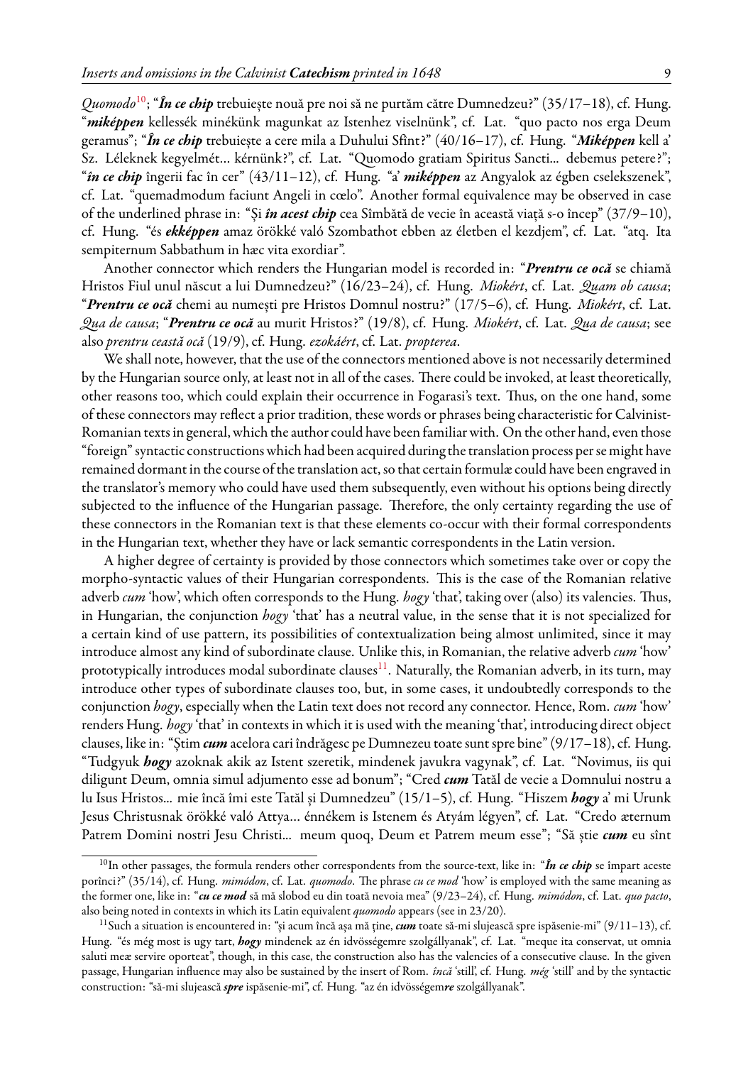*Quomodo*[10]; "***În ce chip*** trebuiește nouă pre noi să ne purtăm către Dumnedzeu?" (35/17–18), cf. Hung. "***miképpen*** kellessék minékünk magunkat az Istenhez viselnünk", cf. Lat. "quo pacto nos erga Deum geramus"; "***În ce chip*** trebuiește a cere mila a Duhului Sfînt?" (40/16–17), cf. Hung. "***Miképpen*** kell a' Sz. Léleknek kegyelmét... kérnünk?", cf. Lat. "Quomodo gratiam Spiritus Sancti... debemus petere?"; "***în ce chip*** îngerii fac în cer" (43/11–12), cf. Hung. "a' ***miképpen*** az Angyalok az égben cselekszenek", cf. Lat. "quemadmodum faciunt Angeli in cœlo". Another formal equivalence may be observed in case of the underlined phrase in: "Și ***în acest chip*** cea Sîmbătă de vecie în această viață s-o încep" (37/9–10), cf. Hung. "és ***ekképpen*** amaz örökké való Szombathot ebben az életben el kezdjem", cf. Lat. "atq. Ita sempiternum Sabbathum in hæc vita exordiar".

Another connector which renders the Hungarian model is recorded in: "***Prentru ce ocă*** se chiamă Hristos Fiul unul născut a lui Dumnedzeu?" (16/23–24), cf. Hung. *Miokért*, cf. Lat. *Quam ob causa*; "***Prentru ce ocă*** chemi au numești pre Hristos Domnul nostru?" (17/5–6), cf. Hung. *Miokért*, cf. Lat. *Qua de causa*; "***Prentru ce ocă*** au murit Hristos?" (19/8), cf. Hung. *Miokért*, cf. Lat. *Qua de causa*; see also *prentru ceastă ocă* (19/9), cf. Hung. *ezokáért*, cf. Lat. *propterea*.

We shall note, however, that the use of the connectors mentioned above is not necessarily determined by the Hungarian source only, at least not in all of the cases. There could be invoked, at least theoretically, other reasons too, which could explain their occurrence in Fogarasi's text. Thus, on the one hand, some of these connectors may reflect a prior tradition, these words or phrases being characteristic for Calvinist-Romanian texts in general, which the author could have been familiar with. On the other hand, even those "foreign" syntactic constructions which had been acquired during the translation process per se might have remained dormant in the course of the translation act, so that certain formulæ could have been engraved in the translator's memory who could have used them subsequently, even without his options being directly subjected to the influence of the Hungarian passage. Therefore, the only certainty regarding the use of these connectors in the Romanian text is that these elements co-occur with their formal correspondents in the Hungarian text, whether they have or lack semantic correspondents in the Latin version.

A higher degree of certainty is provided by those connectors which sometimes take over or copy the morpho-syntactic values of their Hungarian correspondents. This is the case of the Romanian relative adverb *cum* 'how', which often corresponds to the Hung. *hogy* 'that', taking over (also) its valencies. Thus, in Hungarian, the conjunction *hogy* 'that' has a neutral value, in the sense that it is not specialized for a certain kind of use pattern, its possibilities of contextualization being almost unlimited, since it may introduce almost any kind of subordinate clause. Unlike this, in Romanian, the relative adverb *cum* 'how' prototypically introduces modal subordinate clauses[11]. Naturally, the Romanian adverb, in its turn, may introduce other types of subordinate clauses too, but, in some cases, it undoubtedly corresponds to the conjunction *hogy*, especially when the Latin text does not record any connector. Hence, Rom. *cum* 'how' renders Hung. *hogy* 'that' in contexts in which it is used with the meaning 'that', introducing direct object clauses, like in: "Știm ***cum*** acelora cari îndrăgesc pe Dumnezeu toate sunt spre bine" (9/17–18), cf. Hung. "Tudgyuk ***hogy*** azoknak akik az Istent szeretik, mindenek javukra vagynak", cf. Lat. "Novimus, iis qui diligunt Deum, omnia simul adjumento esse ad bonum"; "Cred ***cum*** Tatăl de vecie a Domnului nostru a lu Isus Hristos... mie încă îmi este Tatăl și Dumnedzeu" (15/1–5), cf. Hung. "Hiszem ***hogy*** a' mi Urunk Jesus Christusnak örökké való Attya... énnékem is Istenem és Atyám légyen", cf. Lat. "Credo æternum Patrem Domini nostri Jesu Christi... meum quoq, Deum et Patrem meum esse"; "Să știe ***cum*** eu sînt

[10] In other passages, the formula renders other correspondents from the source-text, like in: "***În ce chip*** se împart aceste porînci?" (35/14), cf. Hung. *mimódon*, cf. Lat. *quomodo*. The phrase *cu ce mod* 'how' is employed with the same meaning as the former one, like in: "***cu ce mod*** să mă slobod eu din toată nevoia mea" (9/23–24), cf. Hung. *mimódon*, cf. Lat. *quo pacto*, also being noted in contexts in which its Latin equivalent *quomodo* appears (see in 23/20).

[11] Such a situation is encountered in: "și acum încă așa mă ține, ***cum*** toate să-mi slujească spre ispăsenie-mi" (9/11–13), cf. Hung. "és még most is ugy tart, ***hogy*** mindenek az én idvösségemre szolgállyanak", cf. Lat. "meque ita conservat, ut omnia saluti meæ servire oporteat", though, in this case, the construction also has the valencies of a consecutive clause. In the given passage, Hungarian influence may also be sustained by the insert of Rom. *încă* 'still', cf. Hung. *még* 'still' and by the syntactic construction: "să-mi slujească ***spre*** ispăsenie-mi", cf. Hung. "az én idvösségem***re*** szolgállyanak".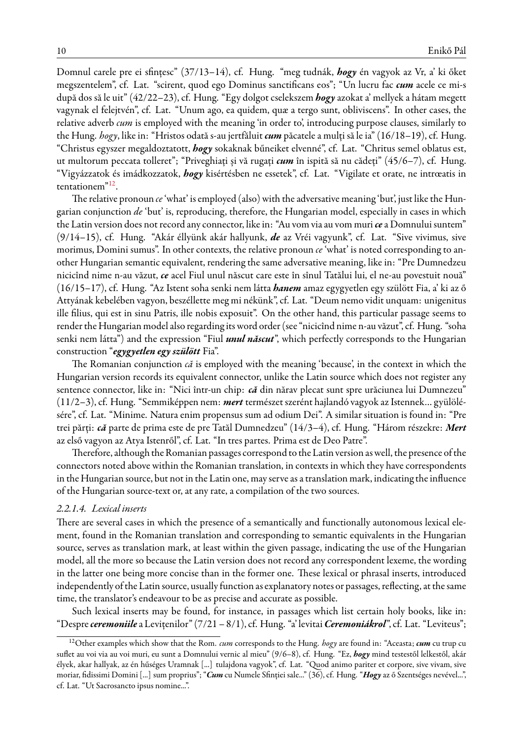Domnul carele pre ei sfințesc" (37/13–14), cf. Hung. "meg tudnák, ***hogy*** én vagyok az Vr, a' ki őket megszentelem", cf. Lat. "scirent, quod ego Dominus sanctificans eos"; "Un lucru fac ***cum*** acele ce mi-s după dos să le uit" (42/22–23), cf. Hung. "Egy dolgot cselekszem ***hogy*** azokat a' mellyek a hátam megett vagynak el felejtvén", cf. Lat. "Unum ago, ea quidem, quæ a tergo sunt, obliviscens". In other cases, the relative adverb *cum* is employed with the meaning 'in order to', introducing purpose clauses, similarly to the Hung. *hogy*, like in: "Hristos odată s-au jertfăluit ***cum*** păcatele a mulți să le ia" (16/18–19), cf. Hung. "Christus egyszer megaldoztatott, ***hogy*** sokaknak bűneiket elvenné", cf. Lat. "Chritus semel oblatus est, ut multorum peccata tolleret"; "Priveghiați și vă rugați ***cum*** în ispită să nu cădeți" (45/6–7), cf. Hung. "Vigyázzatok és imádkozzatok, ***hogy*** kisértésben ne essetek", cf. Lat. "Vigilate et orate, ne intrœatis in tentationem"[12].

The relative pronoun *ce* 'what' is employed (also) with the adversative meaning 'but', just like the Hungarian conjunction *de* 'but' is, reproducing, therefore, the Hungarian model, especially in cases in which the Latin version does not record any connector, like in: "Au vom via au vom muri ***ce*** a Domnului suntem" (9/14–15), cf. Hung. "Akár éllyünk akár hallyunk, ***de*** az Vréi vagyunk", cf. Lat. "Sive vivimus, sive morimus, Domini sumus". In other contexts, the relative pronoun *ce* 'what' is noted corresponding to another Hungarian semantic equivalent, rendering the same adversative meaning, like in: "Pre Dumnedzeu nicicînd nime n-au văzut, ***ce*** acel Fiul unul născut care este în sînul Tatălui lui, el ne-au povestuit nouă" (16/15–17), cf. Hung. "Az Istent soha senki nem látta ***hanem*** amaz egygyetlen egy szülött Fia, a' ki az ő Attyának kebelében vagyon, beszéllette meg mi nékünk", cf. Lat. "Deum nemo vidit unquam: unigenitus ille filius, qui est in sinu Patris, ille nobis exposuit". On the other hand, this particular passage seems to render the Hungarian model also regarding its word order (see "nicicînd nime n-au văzut", cf. Hung. "soha senki nem látta") and the expression "Fiul ***unul născut***", which perfectly corresponds to the Hungarian construction "***egygyetlen egy szülött*** Fia".

The Romanian conjunction *că* is employed with the meaning 'because', in the context in which the Hungarian version records its equivalent connector, unlike the Latin source which does not register any sentence connector, like in: "Nici într-un chip: ***că*** din nărav plecat sunt spre urăciunea lui Dumnezeu" (11/2–3), cf. Hung. "Semmiképpen nem: ***mert*** természet szerént hajlandó vagyok az Istennek… gyülölésére", cf. Lat. "Minime. Natura enim propensus sum ad odium Dei". A similar situation is found in: "Pre trei părți: ***că*** parte de prima este de pre Tatăl Dumnedzeu" (14/3–4), cf. Hung. "Három részekre: ***Mert*** az első vagyon az Atya Istenről", cf. Lat. "In tres partes. Prima est de Deo Patre".

Therefore, although the Romanian passages correspond to the Latin version as well, the presence of the connectors noted above within the Romanian translation, in contexts in which they have correspondents in the Hungarian source, but not in the Latin one, may serve as a translation mark, indicating the influence of the Hungarian source-text or, at any rate, a compilation of the two sources.

#### *2.2.1.4. Lexical inserts*

There are several cases in which the presence of a semantically and functionally autonomous lexical element, found in the Romanian translation and corresponding to semantic equivalents in the Hungarian source, serves as translation mark, at least within the given passage, indicating the use of the Hungarian model, all the more so because the Latin version does not record any correspondent lexeme, the wording in the latter one being more concise than in the former one. These lexical or phrasal inserts, introduced independently of the Latin source, usually function as explanatory notes or passages, reflecting, at the same time, the translator's endeavour to be as precise and accurate as possible.

Such lexical inserts may be found, for instance, in passages which list certain holy books, like in: "Despre ***ceremoniile*** a Levițenilor" (7/21 – 8/1), cf. Hung. "a' levitai ***Ceremoniákrol***", cf. Lat. "Leviteus";

[12] Other examples which show that the Rom. *cum* corresponds to the Hung. *hogy* are found in: "Aceasta; ***cum*** cu trup cu suflet au voi via au voi muri, eu sunt a Domnului vernic al mieu" (9/6–8), cf. Hung. "Ez, ***hogy*** mind testestől lelkestől, akár élyek, akar hallyak, az én hűséges Uramnak [...] tulajdona vagyok", cf. Lat. "Quod animo pariter et corpore, sive vivam, sive moriar, fidissimi Domini [...] sum proprius"; "***Cum*** cu Numele Sfinției sale..." (36), cf. Hung. "***Hogy*** az ő Szentséges nevével...", cf. Lat. "Ut Sacrosancto ipsus nomine...".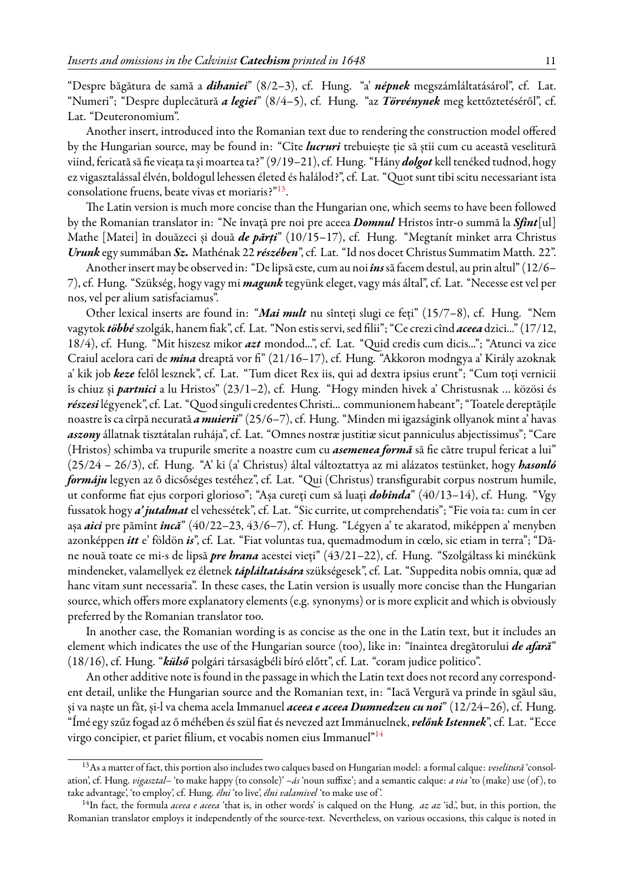"Despre băgătura de samă a ***dihaniei***" (8/2–3), cf. Hung. "a' ***népnek*** megszámláltatásárol", cf. Lat. "Numeri"; "Despre duplecătură ***a legiei***" (8/4–5), cf. Hung. "az ***Törvénynek*** meg kettőztetéséről", cf. Lat. "Deuteronomium".

Another insert, introduced into the Romanian text due to rendering the construction model offered by the Hungarian source, may be found in: "Cîte ***lucruri*** trebuiește ție să știi cum cu această veselitură viind, fericată să fie vieața ta și moartea ta?" (9/19–21), cf. Hung. "Hány ***dolgot*** kell tenéked tudnod, hogy ez vigasztalással élvén, boldogul lehessen életed és halálod?", cf. Lat. "Quot sunt tibi scitu necessariant ista consolatione fruens, beate vivas et moriaris?"[13].

The Latin version is much more concise than the Hungarian one, which seems to have been followed by the Romanian translator in: "Ne învață pre noi pre aceea ***Domnul*** Hristos într-o summă la ***Sfînt***[ul] Mathe [Matei] în douăzeci și două ***de părți***" (10/15–17), cf. Hung. "Megtanít minket arra Christus ***Urunk*** egy summában ***Sz.*** Mathénak 22 ***részében***", cf. Lat. "Id nos docet Christus Summatim Matth. 22".

Another insert may be observed in: "De lipsă este, cum au noi ***îns*** să facem destul, au prin altul" (12/6–7), cf. Hung. "Szükség, hogy vagy mi ***magunk*** tegyünk eleget, vagy más által", cf. Lat. "Necesse est vel per nos, vel per alium satisfaciamus".

Other lexical inserts are found in: "***Mai mult*** nu sînteți slugi ce feți" (15/7–8), cf. Hung. "Nem vagytok ***többé*** szolgák, hanem fiak", cf. Lat. "Non estis servi, sed filii"; "Ce crezi cînd ***aceea*** dzici..." (17/12, 18/4), cf. Hung. "Mit hiszesz mikor ***azt*** mondod...", cf. Lat. "Quid credis cum dicis..."; "Atunci va zice Craiul acelora cari de ***mîna*** dreaptă vor fi" (21/16–17), cf. Hung. "Akkoron modngya a' Király azoknak a' kik job ***keze*** felől lesznek", cf. Lat. "Tum dicet Rex iis, qui ad dextra ipsius erunt"; "Cum toți vernicii îs chiuz și ***partnici*** a lu Hristos" (23/1–2), cf. Hung. "Hogy minden hivek a' Christusnak ... közösi és ***részesi*** légyenek", cf. Lat. "Quod singuli credentes Christi... communionem habeant"; "Toatele dereptățile noastre îs ca cîrpă necurată ***a muierii***" (25/6–7), cf. Hung. "Minden mi igazságink ollyanok mint a' havas ***aszony*** állatnak tisztátalan ruhája", cf. Lat. "Omnes nostræ justitiæ sicut panniculus abjectissimus"; "Care (Hristos) schimba va trupurile smerite a noastre cum cu ***asemenea formă*** să fie către trupul fericat a lui" (25/24 – 26/3), cf. Hung. "A' ki (a' Christus) által változtattya az mi alázatos testünket, hogy ***hasonló formáju*** legyen az ő dicsőséges testéhez", cf. Lat. "Qui (Christus) transfigurabit corpus nostrum humile, ut conforme fiat ejus corpori glorioso"; "Așa cureți cum să luați ***dobînda***" (40/13–14), cf. Hung. "Vgy fussatok hogy ***a' jutalmat*** el vehessétek", cf. Lat. "Sic currite, ut comprehendatis"; "Fie voia ta: cum în cer așa ***aici*** pre pămînt ***încă***" (40/22–23, 43/6–7), cf. Hung. "Légyen a' te akaratod, miképpen a' menyben azonképpen ***itt*** e' földön ***is***", cf. Lat. "Fiat voluntas tua, quemadmodum in cœlo, sic etiam in terra"; "Dă-ne nouă toate ce mi-s de lipsă ***pre hrana*** acestei vieți" (43/21–22), cf. Hung. "Szolgáltass ki minékünk mindeneket, valamellyek ez életnek ***tápláltatására*** szükségesek", cf. Lat. "Suppedita nobis omnia, quæ ad hanc vitam sunt necessaria". In these cases, the Latin version is usually more concise than the Hungarian source, which offers more explanatory elements (e.g. synonyms) or is more explicit and which is obviously preferred by the Romanian translator too.

In another case, the Romanian wording is as concise as the one in the Latin text, but it includes an element which indicates the use of the Hungarian source (too), like in: "înaintea dregătorului ***de afară***" (18/16), cf. Hung. "***külső*** polgári társaságbéli bíró előtt", cf. Lat. "coram judice politico".

An other additive note is found in the passage in which the Latin text does not record any correspondent detail, unlike the Hungarian source and the Romanian text, in: "Iacă Vergură va prinde în sgăul său, și va naște un făt, și-l va chema acela Immanuel ***aceea e aceea Dumnedzeu cu noi***" (12/24–26), cf. Hung. "Ímé egy szűz fogad az ő méhében és szül fiat és nevezed azt Immánuelnek, ***velőnk Istennek***", cf. Lat. "Ecce virgo concipier, et pariet filium, et vocabis nomen eius Immanuel"[14]

---

[13] As a matter of fact, this portion also includes two calques based on Hungarian model: a formal calque: *veselitură* 'consolation', cf. Hung. *vigasztal–* 'to make happy (to console)' *–ás* 'noun suffixe'; and a semantic calque: *a via* 'to (make) use (of), to take advantage', 'to employ', cf. Hung. *élni* 'to live', *élni valamivel* 'to make use of'.

[14] In fact, the formula *aceea e aceea* 'that is, in other words' is calqued on the Hung. *az az* 'id.', but, in this portion, the Romanian translator employs it independently of the source-text. Nevertheless, on various occasions, this calque is noted in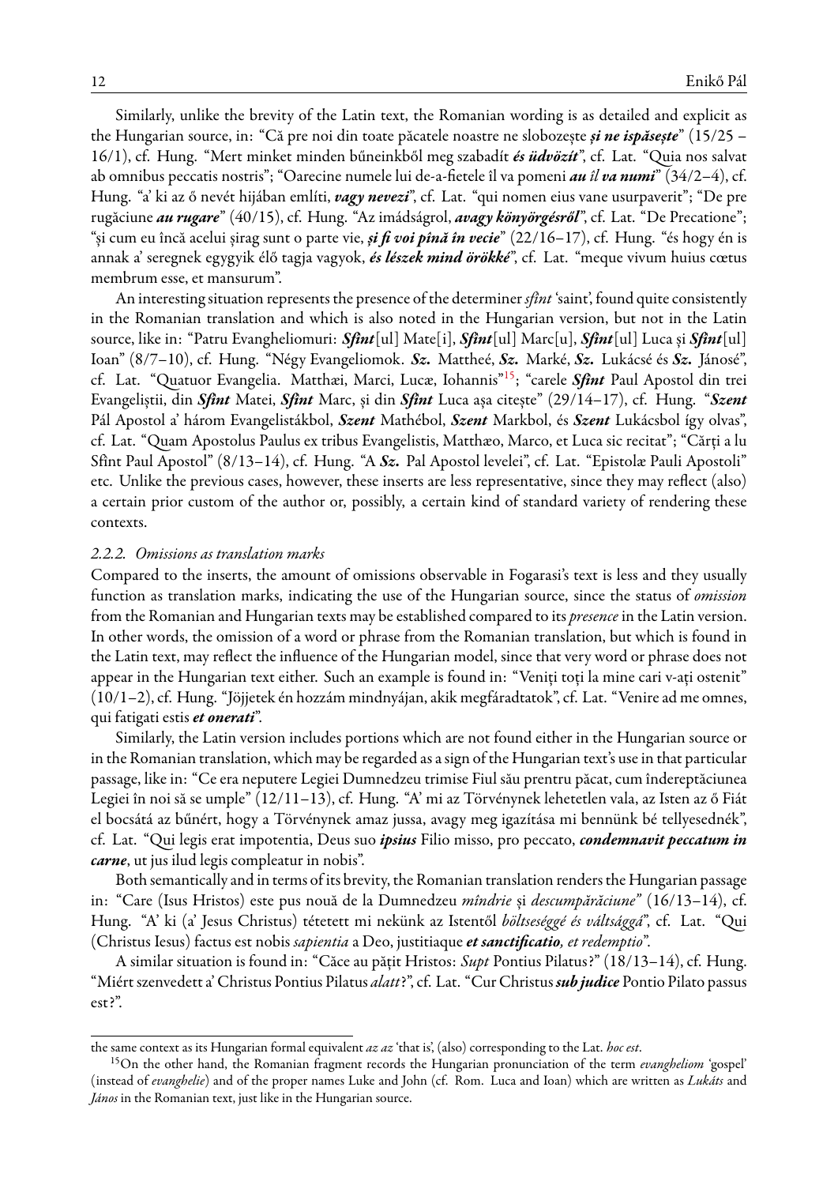Similarly, unlike the brevity of the Latin text, the Romanian wording is as detailed and explicit as the Hungarian source, in: "Că pre noi din toate păcatele noastre ne slobozește ***și ne ispășește***" (15/25 – 16/1), cf. Hung. "Mert minket minden bűneinkből meg szabadít ***és üdvözít***", cf. Lat. "Quia nos salvat ab omnibus peccatis nostris"; "Oarecine numele lui de-a-fietele îl va pomeni ***au îl va numi***" (34/2–4), cf. Hung. "a' ki az ő nevét hijában említi, ***vagy nevezi***", cf. Lat. "qui nomen eius vane usurpaverit"; "De pre rugăciune ***au rugare***" (40/15), cf. Hung. "Az imádsagrol, ***avagy könyörgésről***", cf. Lat. "De Precatione"; "și cum eu încă acelui șirag sunt o parte vie, ***și fi voi pînă în vecie***" (22/16–17), cf. Hung. "és hogy én is annak a' seregnek egygyik élő tagja vagyok, ***és lészek mind örökké***", cf. Lat. "meque vivum huius cœtus membrum esse, et mansurum".

An interesting situation represents the presence of the determiner *sfînt* 'saint', found quite consistently in the Romanian translation and which is also noted in the Hungarian version, but not in the Latin source, like in: "Patru Evangheliomuri: ***Sfînt***[ul] Mate[i], ***Sfînt***[ul] Marc[u], ***Sfînt***[ul] Luca și ***Sfînt***[ul] Ioan" (8/7–10), cf. Hung. "Négy Evangeliomok. ***Sz.*** Mattheé, ***Sz.*** Marké, ***Sz.*** Lukácsé és ***Sz.*** Jánosé", cf. Lat. "Quatuor Evangelia. Matthæi, Marci, Lucæ, Iohannis"[15]; "carele ***Sfînt*** Paul Apostol din trei Evangeliștii, din ***Sfînt*** Matei, ***Sfînt*** Marc, și din ***Sfînt*** Luca așa citește" (29/14–17), cf. Hung. "***Szent*** Pál Apostol a' három Evangelistákbol, ***Szent*** Mathébol, ***Szent*** Markbol, és ***Szent*** Lukácsbol így olvas", cf. Lat. "Quam Apostolus Paulus ex tribus Evangelistis, Matthæo, Marco, et Luca sic recitat"; "Cărți a lu Sfînt Paul Apostol" (8/13–14), cf. Hung. "A ***Sz.*** Pal Apostol levelei", cf. Lat. "Epistolæ Pauli Apostoli" etc. Unlike the previous cases, however, these inserts are less representative, since they may reflect (also) a certain prior custom of the author or, possibly, a certain kind of standard variety of rendering these contexts.

#### *2.2.2. Omissions as translation marks*

Compared to the inserts, the amount of omissions observable in Fogarasi's text is less and they usually function as translation marks, indicating the use of the Hungarian source, since the status of *omission* from the Romanian and Hungarian texts may be established compared to its *presence* in the Latin version. In other words, the omission of a word or phrase from the Romanian translation, but which is found in the Latin text, may reflect the influence of the Hungarian model, since that very word or phrase does not appear in the Hungarian text either. Such an example is found in: "Veniți toți la mine cari v-ați ostenit" (10/1–2), cf. Hung. "Jöjjetek én hozzám mindnyájan, akik megfáradtatok", cf. Lat. "Venire ad me omnes, qui fatigati estis ***et onerati***".

Similarly, the Latin version includes portions which are not found either in the Hungarian source or in the Romanian translation, which may be regarded as a sign of the Hungarian text's use in that particular passage, like in: "Ce era neputere Legiei Dumnedzeu trimise Fiul său pentru păcat, cum îndereptăciunea Legiei în noi să se umple" (12/11–13), cf. Hung. "A' mi az Törvénynek lehetetlen vala, az Isten az ő Fiát el bocsátá az bűnért, hogy a Törvénynek amaz jussa, avagy meg igazítása mi bennünk bé tellyesednék", cf. Lat. "Qui legis erat impotentia, Deus suo ***ipsius*** Filio misso, pro peccato, ***condemnavit peccatum in carne***, ut jus ilud legis compleatur in nobis".

Both semantically and in terms of its brevity, the Romanian translation renders the Hungarian passage in: "Care (Isus Hristos) este pus nouă de la Dumnedzeu *mîndrie* și *descumpărăciune*" (16/13–14), cf. Hung. "A' ki (a' Jesus Christus) tétetett mi nekünk az Istentől *böltseséggé és váltsággá*", cf. Lat. "Qui (Christus Iesus) factus est nobis *sapientia* a Deo, justitiaque ***et sanctificatio, et redemptio***".

A similar situation is found in: "Căce au pățit Hristos: *Supt* Pontius Pilatus?" (18/13–14), cf. Hung. "Miért szenvedett a' Christus Pontius Pilatus *alatt*?", cf. Lat. "Cur Christus ***sub judice*** Pontio Pilato passus est?".

---

the same context as its Hungarian formal equivalent *az az* 'that is', (also) corresponding to the Lat. *hoc est*.

[15] On the other hand, the Romanian fragment records the Hungarian pronunciation of the term *evangheliom* 'gospel' (instead of *evanghelie*) and of the proper names Luke and John (cf. Rom. Luca and Ioan) which are written as *Lukáts* and *János* in the Romanian text, just like in the Hungarian source.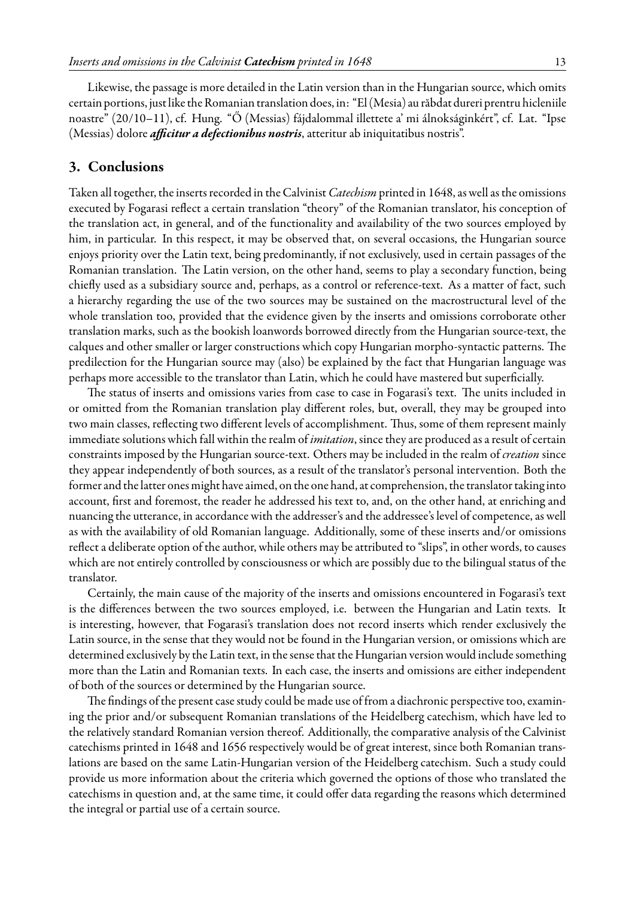Likewise, the passage is more detailed in the Latin version than in the Hungarian source, which omits certain portions, just like the Romanian translation does, in: "El (Mesia) au răbdat dureri prentru hicleniile noastre" (20/10–11), cf. Hung. "Ő (Messias) fájdalommal illettete a' mi álnokságinkért", cf. Lat. "Ipse (Messias) dolore ***afficitur a defectionibus nostris***, atteritur ab iniquitatibus nostris".

## 3. Conclusions

Taken all together, the inserts recorded in the Calvinist *Catechism* printed in 1648, as well as the omissions executed by Fogarasi reflect a certain translation "theory" of the Romanian translator, his conception of the translation act, in general, and of the functionality and availability of the two sources employed by him, in particular. In this respect, it may be observed that, on several occasions, the Hungarian source enjoys priority over the Latin text, being predominantly, if not exclusively, used in certain passages of the Romanian translation. The Latin version, on the other hand, seems to play a secondary function, being chiefly used as a subsidiary source and, perhaps, as a control or reference-text. As a matter of fact, such a hierarchy regarding the use of the two sources may be sustained on the macrostructural level of the whole translation too, provided that the evidence given by the inserts and omissions corroborate other translation marks, such as the bookish loanwords borrowed directly from the Hungarian source-text, the calques and other smaller or larger constructions which copy Hungarian morpho-syntactic patterns. The predilection for the Hungarian source may (also) be explained by the fact that Hungarian language was perhaps more accessible to the translator than Latin, which he could have mastered but superficially.

The status of inserts and omissions varies from case to case in Fogarasi's text. The units included in or omitted from the Romanian translation play different roles, but, overall, they may be grouped into two main classes, reflecting two different levels of accomplishment. Thus, some of them represent mainly immediate solutions which fall within the realm of *imitation*, since they are produced as a result of certain constraints imposed by the Hungarian source-text. Others may be included in the realm of *creation* since they appear independently of both sources, as a result of the translator's personal intervention. Both the former and the latter ones might have aimed, on the one hand, at comprehension, the translator taking into account, first and foremost, the reader he addressed his text to, and, on the other hand, at enriching and nuancing the utterance, in accordance with the addresser's and the addressee's level of competence, as well as with the availability of old Romanian language. Additionally, some of these inserts and/or omissions reflect a deliberate option of the author, while others may be attributed to "slips", in other words, to causes which are not entirely controlled by consciousness or which are possibly due to the bilingual status of the translator.

Certainly, the main cause of the majority of the inserts and omissions encountered in Fogarasi's text is the differences between the two sources employed, i.e. between the Hungarian and Latin texts. It is interesting, however, that Fogarasi's translation does not record inserts which render exclusively the Latin source, in the sense that they would not be found in the Hungarian version, or omissions which are determined exclusively by the Latin text, in the sense that the Hungarian version would include something more than the Latin and Romanian texts. In each case, the inserts and omissions are either independent of both of the sources or determined by the Hungarian source.

The findings of the present case study could be made use of from a diachronic perspective too, examining the prior and/or subsequent Romanian translations of the Heidelberg catechism, which have led to the relatively standard Romanian version thereof. Additionally, the comparative analysis of the Calvinist catechisms printed in 1648 and 1656 respectively would be of great interest, since both Romanian translations are based on the same Latin-Hungarian version of the Heidelberg catechism. Such a study could provide us more information about the criteria which governed the options of those who translated the catechisms in question and, at the same time, it could offer data regarding the reasons which determined the integral or partial use of a certain source.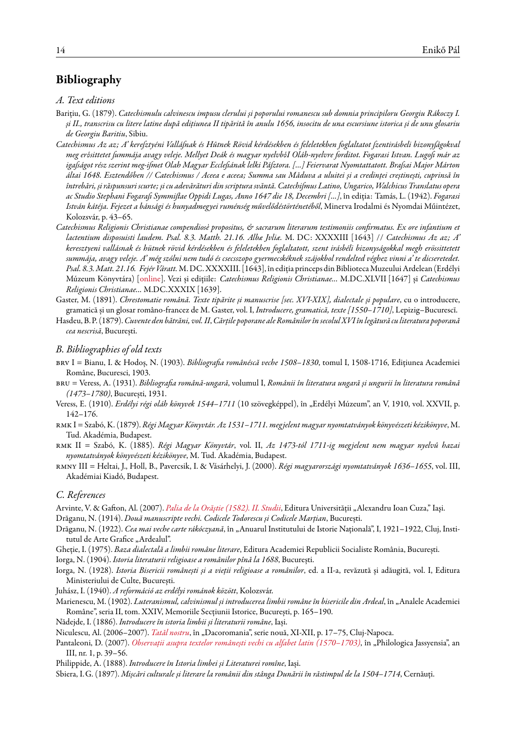## Bibliography

### *A. Text editions*

Barițiu, G. (1879). *Catechismulu calvinescu impusu clerului și poporului romanescu sub domnia principiloru Georgiu Rákoczy I. și II., transcrisu cu litere latine după edițiunea II tipărită în anulu 1656, insocitu de una escursiune istorica și de unu glosariu de Georgiu Baritiu*, Sibiu.

*Catechismus Az az; A' kereſztyéni Valláſnak és Hûtnek Rövid kérdésekben és feleletekben foglaltatot ſzentirásbeli bizonyſágokval meg erósittetet ſummája avagy veleje. Mellyet Deák és magyar nyelvbôl Oláh-nyelvre forditot. Fogarasi Istvan. Lugoſi már az igaſságot rész szerint meg-iſmet Olah Magyar Eccleſiának lelki Páſztora. [...] Feiervarat Nyomtattatott. Braſsai Major Márton áltai 1648. Esztendőben // Catechismus / Aceea e aceea; Summa sau Măduva a uluitei și a credinței creștinești, cuprinsă în întrebări, și răspunsuri scurte; și cu adevărături din scriptura svântă. Catechiſmus Latino, Ungarico, Walchicus Translatus opera ac Studio Stephani Fogaraſi Symmiſtae Oppidi Lugas, Anno 1647 die 18, Decembri [...]*, în ediția: Tamás, L. (1942). *Fogarasi István kátéja. Fejezet a bánsági és hunyadmegyei ruménség művelődéstörténetéből*, Minerva Irodalmi és Nyomdai Műintézet, Kolozsvár, p. 43–65.

*Catechismus Religionis Christianae compendiosè propositus, & sacrarum literarum testimoniis confirmatus. Ex ore infantium et lactentium disposuisti laudem. Psal. 8.3. Matth. 21.16. Albæ Jvliæ.* M. DC: XXXXIII [1643] // *Catechismus Az az; A' keresztyeni vallásnak és hütnek rövid kérdésekben és feleletekben foglaltatott, szent irásbéli bizonyságokkal megh erössittetett summája, avagy veleje. A' még szólni nem tudó és csecsszopo gyermecskéknek szájokbol rendelted véghez vinni a' te dicseretedet. Psal. 8.3. Matt. 21.16. Fejér Váratt.* M. DC. XXXXIII. [1643], în ediția princeps din Biblioteca Muzeului Ardelean (Erdélyi Múzeum Könyvtára) [online]. Vezi și edițiile: *Catechismus Religionis Christianae...* M.DC.XLVII [1647] și *Catechismus Religionis Christianae...* M.DC.XXXIX [1639].

Gaster, M. (1891). *Chrestomatie română. Texte tipărite și manuscrise [sec. XVI-XIX], dialectale și populare*, cu o introducere, gramatică și un glosar româno-francez de M. Gaster, vol. I, *Introducere, gramatică, texte [1550–1710]*, Lepizig–Bucurescĭ.

Hasdeu, B. P. (1879). *Cuvente den bătrâni, vol. II, Cărțile poporane ale Românilor în secolul XVI în legătură cu literatura poporană cea nescrisă*, București.

### *B. Bibliographies of old texts*

BRV I = Bianu, I. & Hodoș, N. (1903). *Bibliografia românéscă veche 1508–1830*, tomul I, 1508-1716, Edițiunea Academiei Române, Bucuresci, 1903.

BRU = Veress, A. (1931). *Bibliografia română-ungară*, volumul I, *Românii în literatura ungară și ungurii în literatura română (1473–1780)*, București, 1931.

Veress, E. (1910). *Erdélyi régi oláh könyvek 1544–1711* (10 szövegképpel), în „Erdélyi Múzeum", an V, 1910, vol. XXVII, p. 142–176.

RMK I = Szabó, K. (1879). *Régi Magyar Könyvtár. Az 1531–1711. megjelent magyar nyomtatványok könyvészeti kézikönyve*, M. Tud. Akadémia, Budapest.

RMK II = Szabó, K. (1885). *Régi Magyar Könyvtár*, vol. II, *Az 1473-tól 1711-ig megjelent nem magyar nyelvû hazai nyomtatványok könyvészeti kézikönyve*, M. Tud. Akadémia, Budapest.

RMNY III = Heltai, J., Holl, B., Pavercsik, I. & Vásárhelyi, J. (2000). *Régi magyarországi nyomtatványok 1636–1655*, vol. III, Akadémiai Kiadó, Budapest.

### *C. References*

Arvinte, V. & Gafton, Al. (2007). *Palia de la Orăștie (1582). II. Studii*, Editura Universității „Alexandru Ioan Cuza," Iași.

Drăganu, N. (1914). *Două manuscripte vechi. Codicele Todorescu și Codicele Marțian*, București.

Drăganu, N. (1922). *Cea mai veche carte rákóczyană*, în „Anuarul Institutului de Istorie Națională", I, 1921–1922, Cluj, Institutul de Arte Grafice „Ardealul".

Gheție, I. (1975). *Baza dialectală a limbii române literare*, Editura Academiei Republicii Socialiste România, București.

Iorga, N. (1904). *Istoria literaturii religioase a românilor pînă la 1688*, București.

Iorga, N. (1928). *Istoria Bisericii românești și a vieții religioase a românilor*, ed. a II-a, revăzută și adăugită, vol. I, Editura Ministeriului de Culte, București.

Juhász, I. (1940). *A reformáció az erdélyi románok között*, Kolozsvár.

Marienescu, M. (1902). *Luteranismul, calvinismul și introducerea limbii române în bisericile din Ardeal*, în „Analele Academiei Române", seria II, tom. XXIV, Memoriile Secțiunii Istorice, București, p. 165–190.

Nădejde, I. (1886). *Introducere în istoria limbii și literaturii române*, Iași.

Niculescu, Al. (2006–2007). *Tatăl nostru*, în „Dacoromania", serie nouă, XI-XII, p. 17–75, Cluj-Napoca.

Pantaleoni, D. (2007). *Observații asupra textelor românești vechi cu alfabet latin (1570–1703)*, în „Philologica Jassyensia", an III, nr. 1, p. 39–56.

Philippide, A. (1888). *Introducere în Istoria limbei și Literaturei romîne*, Iași.

Sbiera, I. G. (1897). *Mișcări culturale și literare la românii din stânga Dunării în răstimpul de la 1504–1714*, Cernăuți.